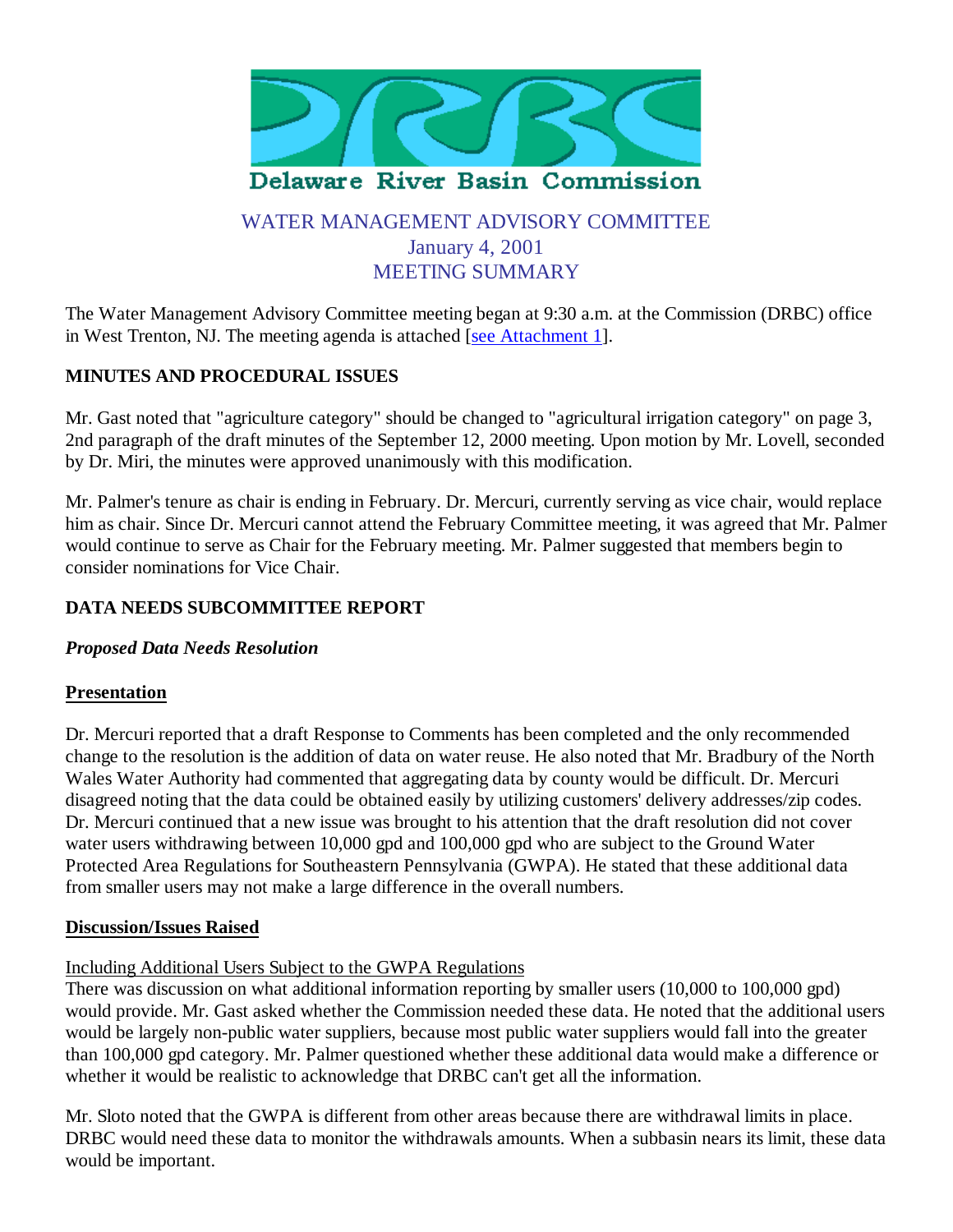# Delaware River Basin Commission

## WATER MANAGEMENT ADVISORY COMMITTEE
## January 4, 2001
## MEETING SUMMARY

The Water Management Advisory Committee meeting began at 9:30 a.m. at the Commission (DRBC) office in West Trenton, NJ. The meeting agenda is attached [see Attachment 1].

### MINUTES AND PROCEDURAL ISSUES

Mr. Gast noted that "agriculture category" should be changed to "agricultural irrigation category" on page 3, 2nd paragraph of the draft minutes of the September 12, 2000 meeting. Upon motion by Mr. Lovell, seconded by Dr. Miri, the minutes were approved unanimously with this modification.

Mr. Palmer's tenure as chair is ending in February. Dr. Mercuri, currently serving as vice chair, would replace him as chair. Since Dr. Mercuri cannot attend the February Committee meeting, it was agreed that Mr. Palmer would continue to serve as Chair for the February meeting. Mr. Palmer suggested that members begin to consider nominations for Vice Chair.

### DATA NEEDS SUBCOMMITTEE REPORT

#### *Proposed Data Needs Resolution*

**Presentation**

Dr. Mercuri reported that a draft Response to Comments has been completed and the only recommended change to the resolution is the addition of data on water reuse. He also noted that Mr. Bradbury of the North Wales Water Authority had commented that aggregating data by county would be difficult. Dr. Mercuri disagreed noting that the data could be obtained easily by utilizing customers' delivery addresses/zip codes. Dr. Mercuri continued that a new issue was brought to his attention that the draft resolution did not cover water users withdrawing between 10,000 gpd and 100,000 gpd who are subject to the Ground Water Protected Area Regulations for Southeastern Pennsylvania (GWPA). He stated that these additional data from smaller users may not make a large difference in the overall numbers.

**Discussion/Issues Raised**

Including Additional Users Subject to the GWPA Regulations
There was discussion on what additional information reporting by smaller users (10,000 to 100,000 gpd) would provide. Mr. Gast asked whether the Commission needed these data. He noted that the additional users would be largely non-public water suppliers, because most public water suppliers would fall into the greater than 100,000 gpd category. Mr. Palmer questioned whether these additional data would make a difference or whether it would be realistic to acknowledge that DRBC can't get all the information.

Mr. Sloto noted that the GWPA is different from other areas because there are withdrawal limits in place. DRBC would need these data to monitor the withdrawals amounts. When a subbasin nears its limit, these data would be important.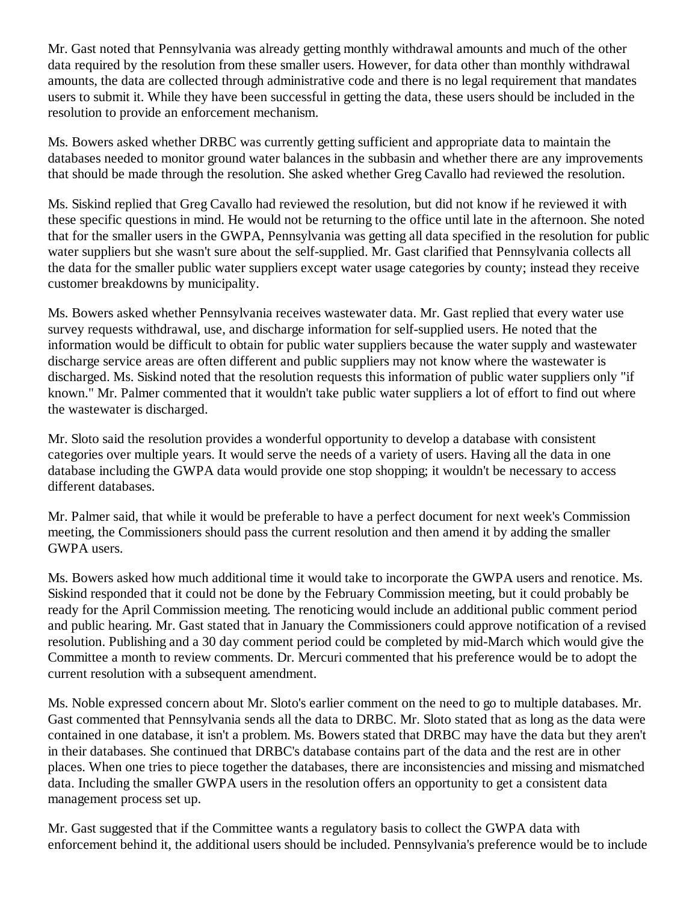Mr. Gast noted that Pennsylvania was already getting monthly withdrawal amounts and much of the other data required by the resolution from these smaller users. However, for data other than monthly withdrawal amounts, the data are collected through administrative code and there is no legal requirement that mandates users to submit it. While they have been successful in getting the data, these users should be included in the resolution to provide an enforcement mechanism.

Ms. Bowers asked whether DRBC was currently getting sufficient and appropriate data to maintain the databases needed to monitor ground water balances in the subbasin and whether there are any improvements that should be made through the resolution. She asked whether Greg Cavallo had reviewed the resolution.

Ms. Siskind replied that Greg Cavallo had reviewed the resolution, but did not know if he reviewed it with these specific questions in mind. He would not be returning to the office until late in the afternoon. She noted that for the smaller users in the GWPA, Pennsylvania was getting all data specified in the resolution for public water suppliers but she wasn't sure about the self-supplied. Mr. Gast clarified that Pennsylvania collects all the data for the smaller public water suppliers except water usage categories by county; instead they receive customer breakdowns by municipality.

Ms. Bowers asked whether Pennsylvania receives wastewater data. Mr. Gast replied that every water use survey requests withdrawal, use, and discharge information for self-supplied users. He noted that the information would be difficult to obtain for public water suppliers because the water supply and wastewater discharge service areas are often different and public suppliers may not know where the wastewater is discharged. Ms. Siskind noted that the resolution requests this information of public water suppliers only "if known." Mr. Palmer commented that it wouldn't take public water suppliers a lot of effort to find out where the wastewater is discharged.

Mr. Sloto said the resolution provides a wonderful opportunity to develop a database with consistent categories over multiple years. It would serve the needs of a variety of users. Having all the data in one database including the GWPA data would provide one stop shopping; it wouldn't be necessary to access different databases.

Mr. Palmer said, that while it would be preferable to have a perfect document for next week's Commission meeting, the Commissioners should pass the current resolution and then amend it by adding the smaller GWPA users.

Ms. Bowers asked how much additional time it would take to incorporate the GWPA users and renotice. Ms. Siskind responded that it could not be done by the February Commission meeting, but it could probably be ready for the April Commission meeting. The renoticing would include an additional public comment period and public hearing. Mr. Gast stated that in January the Commissioners could approve notification of a revised resolution. Publishing and a 30 day comment period could be completed by mid-March which would give the Committee a month to review comments. Dr. Mercuri commented that his preference would be to adopt the current resolution with a subsequent amendment.

Ms. Noble expressed concern about Mr. Sloto's earlier comment on the need to go to multiple databases. Mr. Gast commented that Pennsylvania sends all the data to DRBC. Mr. Sloto stated that as long as the data were contained in one database, it isn't a problem. Ms. Bowers stated that DRBC may have the data but they aren't in their databases. She continued that DRBC's database contains part of the data and the rest are in other places. When one tries to piece together the databases, there are inconsistencies and missing and mismatched data. Including the smaller GWPA users in the resolution offers an opportunity to get a consistent data management process set up.

Mr. Gast suggested that if the Committee wants a regulatory basis to collect the GWPA data with enforcement behind it, the additional users should be included. Pennsylvania's preference would be to include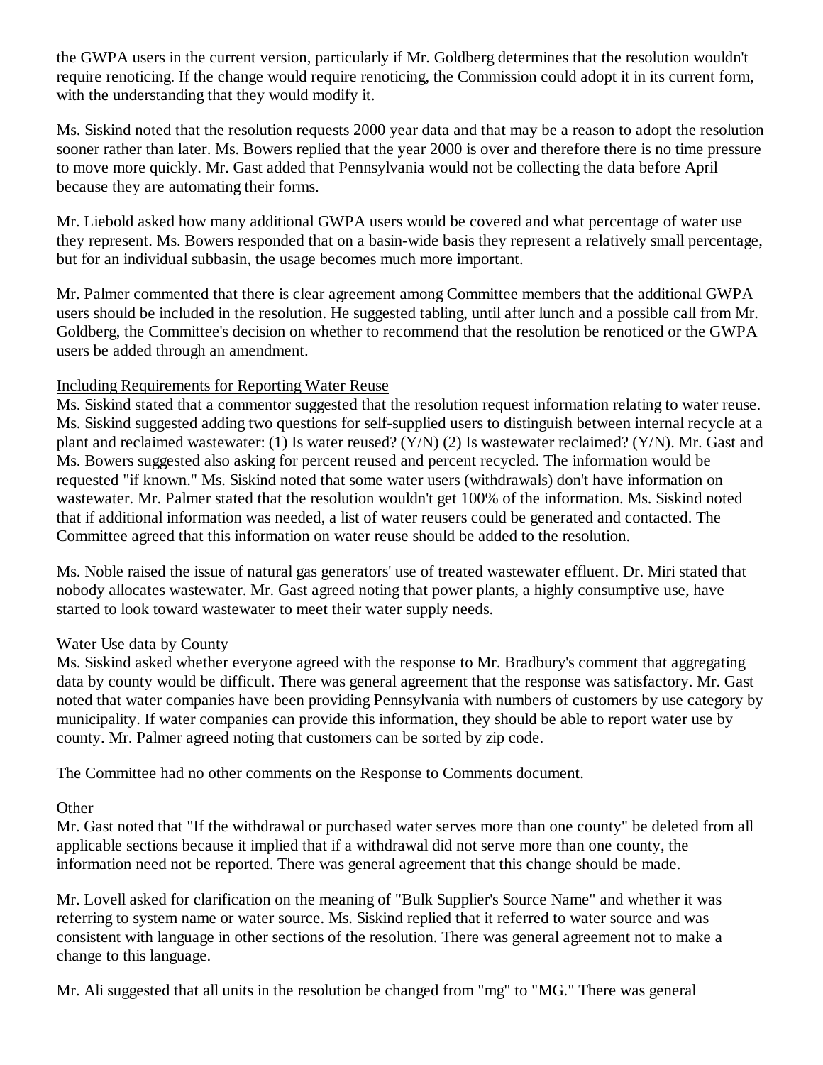the GWPA users in the current version, particularly if Mr. Goldberg determines that the resolution wouldn't require renoticing. If the change would require renoticing, the Commission could adopt it in its current form, with the understanding that they would modify it.

Ms. Siskind noted that the resolution requests 2000 year data and that may be a reason to adopt the resolution sooner rather than later. Ms. Bowers replied that the year 2000 is over and therefore there is no time pressure to move more quickly. Mr. Gast added that Pennsylvania would not be collecting the data before April because they are automating their forms.

Mr. Liebold asked how many additional GWPA users would be covered and what percentage of water use they represent. Ms. Bowers responded that on a basin-wide basis they represent a relatively small percentage, but for an individual subbasin, the usage becomes much more important.

Mr. Palmer commented that there is clear agreement among Committee members that the additional GWPA users should be included in the resolution. He suggested tabling, until after lunch and a possible call from Mr. Goldberg, the Committee's decision on whether to recommend that the resolution be renoticed or the GWPA users be added through an amendment.

Including Requirements for Reporting Water Reuse

Ms. Siskind stated that a commentor suggested that the resolution request information relating to water reuse. Ms. Siskind suggested adding two questions for self-supplied users to distinguish between internal recycle at a plant and reclaimed wastewater: (1) Is water reused? (Y/N) (2) Is wastewater reclaimed? (Y/N). Mr. Gast and Ms. Bowers suggested also asking for percent reused and percent recycled. The information would be requested "if known." Ms. Siskind noted that some water users (withdrawals) don't have information on wastewater. Mr. Palmer stated that the resolution wouldn't get 100% of the information. Ms. Siskind noted that if additional information was needed, a list of water reusers could be generated and contacted. The Committee agreed that this information on water reuse should be added to the resolution.

Ms. Noble raised the issue of natural gas generators' use of treated wastewater effluent. Dr. Miri stated that nobody allocates wastewater. Mr. Gast agreed noting that power plants, a highly consumptive use, have started to look toward wastewater to meet their water supply needs.

Water Use data by County

Ms. Siskind asked whether everyone agreed with the response to Mr. Bradbury's comment that aggregating data by county would be difficult. There was general agreement that the response was satisfactory. Mr. Gast noted that water companies have been providing Pennsylvania with numbers of customers by use category by municipality. If water companies can provide this information, they should be able to report water use by county. Mr. Palmer agreed noting that customers can be sorted by zip code.

The Committee had no other comments on the Response to Comments document.

Other

Mr. Gast noted that "If the withdrawal or purchased water serves more than one county" be deleted from all applicable sections because it implied that if a withdrawal did not serve more than one county, the information need not be reported. There was general agreement that this change should be made.

Mr. Lovell asked for clarification on the meaning of "Bulk Supplier's Source Name" and whether it was referring to system name or water source. Ms. Siskind replied that it referred to water source and was consistent with language in other sections of the resolution. There was general agreement not to make a change to this language.

Mr. Ali suggested that all units in the resolution be changed from "mg" to "MG." There was general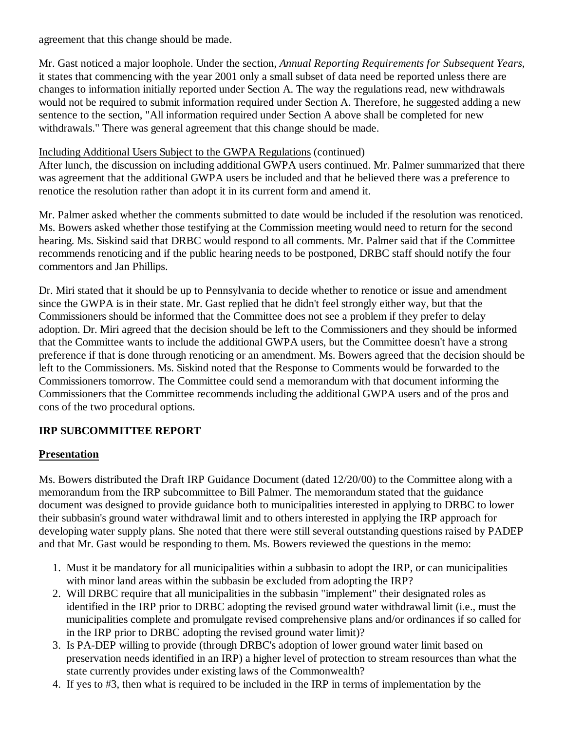agreement that this change should be made.

Mr. Gast noticed a major loophole. Under the section, *Annual Reporting Requirements for Subsequent Years*, it states that commencing with the year 2001 only a small subset of data need be reported unless there are changes to information initially reported under Section A. The way the regulations read, new withdrawals would not be required to submit information required under Section A. Therefore, he suggested adding a new sentence to the section, "All information required under Section A above shall be completed for new withdrawals." There was general agreement that this change should be made.

<u>Including Additional Users Subject to the GWPA Regulations</u> (continued)

After lunch, the discussion on including additional GWPA users continued. Mr. Palmer summarized that there was agreement that the additional GWPA users be included and that he believed there was a preference to renotice the resolution rather than adopt it in its current form and amend it.

Mr. Palmer asked whether the comments submitted to date would be included if the resolution was renoticed. Ms. Bowers asked whether those testifying at the Commission meeting would need to return for the second hearing. Ms. Siskind said that DRBC would respond to all comments. Mr. Palmer said that if the Committee recommends renoticing and if the public hearing needs to be postponed, DRBC staff should notify the four commentors and Jan Phillips.

Dr. Miri stated that it should be up to Pennsylvania to decide whether to renotice or issue and amendment since the GWPA is in their state. Mr. Gast replied that he didn't feel strongly either way, but that the Commissioners should be informed that the Committee does not see a problem if they prefer to delay adoption. Dr. Miri agreed that the decision should be left to the Commissioners and they should be informed that the Committee wants to include the additional GWPA users, but the Committee doesn't have a strong preference if that is done through renoticing or an amendment. Ms. Bowers agreed that the decision should be left to the Commissioners. Ms. Siskind noted that the Response to Comments would be forwarded to the Commissioners tomorrow. The Committee could send a memorandum with that document informing the Commissioners that the Committee recommends including the additional GWPA users and of the pros and cons of the two procedural options.

**IRP SUBCOMMITTEE REPORT**

**<u>Presentation</u>**

Ms. Bowers distributed the Draft IRP Guidance Document (dated 12/20/00) to the Committee along with a memorandum from the IRP subcommittee to Bill Palmer. The memorandum stated that the guidance document was designed to provide guidance both to municipalities interested in applying to DRBC to lower their subbasin's ground water withdrawal limit and to others interested in applying the IRP approach for developing water supply plans. She noted that there were still several outstanding questions raised by PADEP and that Mr. Gast would be responding to them. Ms. Bowers reviewed the questions in the memo:

1. Must it be mandatory for all municipalities within a subbasin to adopt the IRP, or can municipalities with minor land areas within the subbasin be excluded from adopting the IRP?
2. Will DRBC require that all municipalities in the subbasin "implement" their designated roles as identified in the IRP prior to DRBC adopting the revised ground water withdrawal limit (i.e., must the municipalities complete and promulgate revised comprehensive plans and/or ordinances if so called for in the IRP prior to DRBC adopting the revised ground water limit)?
3. Is PA-DEP willing to provide (through DRBC's adoption of lower ground water limit based on preservation needs identified in an IRP) a higher level of protection to stream resources than what the state currently provides under existing laws of the Commonwealth?
4. If yes to #3, then what is required to be included in the IRP in terms of implementation by the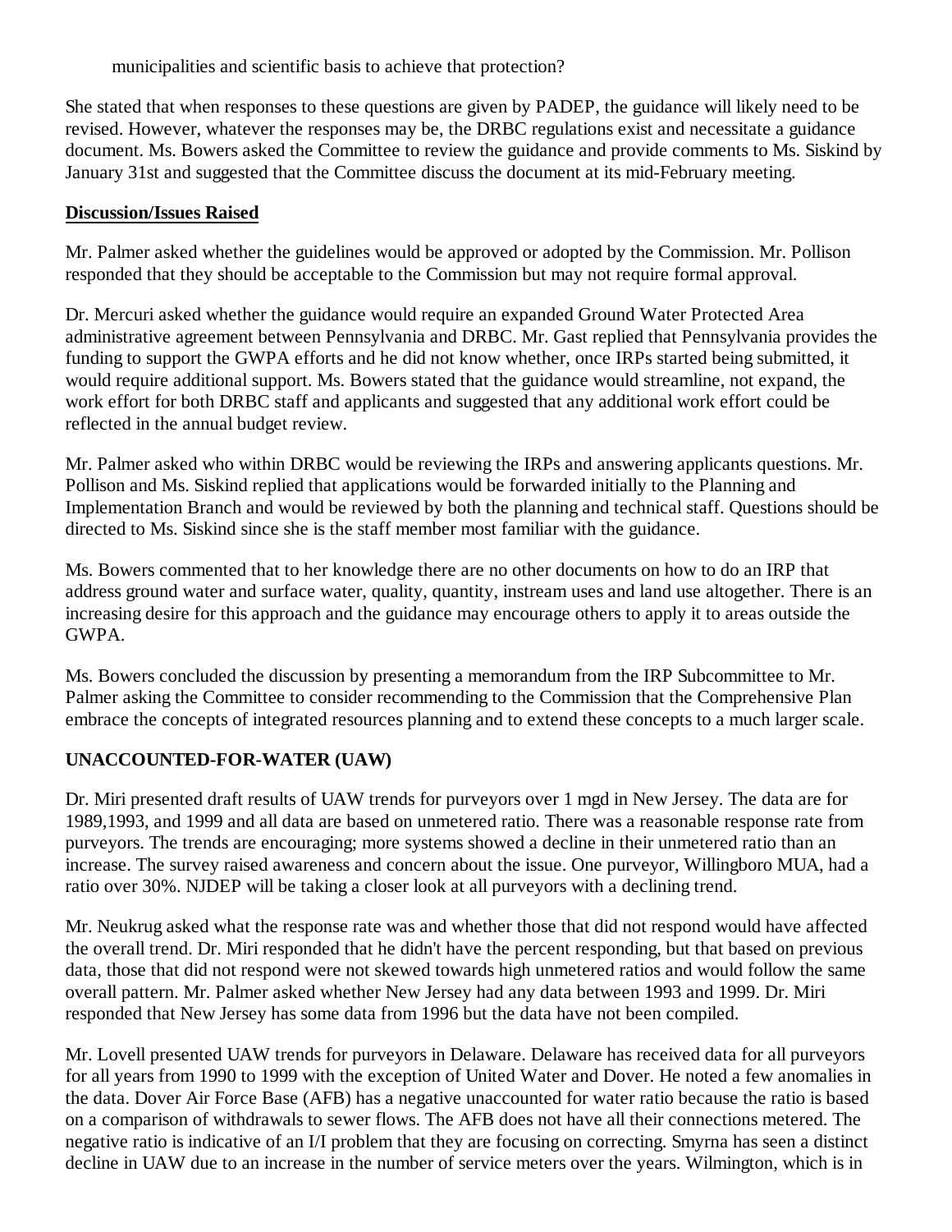municipalities and scientific basis to achieve that protection?

She stated that when responses to these questions are given by PADEP, the guidance will likely need to be revised. However, whatever the responses may be, the DRBC regulations exist and necessitate a guidance document. Ms. Bowers asked the Committee to review the guidance and provide comments to Ms. Siskind by January 31st and suggested that the Committee discuss the document at its mid-February meeting.

**Discussion/Issues Raised**

Mr. Palmer asked whether the guidelines would be approved or adopted by the Commission. Mr. Pollison responded that they should be acceptable to the Commission but may not require formal approval.

Dr. Mercuri asked whether the guidance would require an expanded Ground Water Protected Area administrative agreement between Pennsylvania and DRBC. Mr. Gast replied that Pennsylvania provides the funding to support the GWPA efforts and he did not know whether, once IRPs started being submitted, it would require additional support. Ms. Bowers stated that the guidance would streamline, not expand, the work effort for both DRBC staff and applicants and suggested that any additional work effort could be reflected in the annual budget review.

Mr. Palmer asked who within DRBC would be reviewing the IRPs and answering applicants questions. Mr. Pollison and Ms. Siskind replied that applications would be forwarded initially to the Planning and Implementation Branch and would be reviewed by both the planning and technical staff. Questions should be directed to Ms. Siskind since she is the staff member most familiar with the guidance.

Ms. Bowers commented that to her knowledge there are no other documents on how to do an IRP that address ground water and surface water, quality, quantity, instream uses and land use altogether. There is an increasing desire for this approach and the guidance may encourage others to apply it to areas outside the GWPA.

Ms. Bowers concluded the discussion by presenting a memorandum from the IRP Subcommittee to Mr. Palmer asking the Committee to consider recommending to the Commission that the Comprehensive Plan embrace the concepts of integrated resources planning and to extend these concepts to a much larger scale.

**UNACCOUNTED-FOR-WATER (UAW)**

Dr. Miri presented draft results of UAW trends for purveyors over 1 mgd in New Jersey. The data are for 1989,1993, and 1999 and all data are based on unmetered ratio. There was a reasonable response rate from purveyors. The trends are encouraging; more systems showed a decline in their unmetered ratio than an increase. The survey raised awareness and concern about the issue. One purveyor, Willingboro MUA, had a ratio over 30%. NJDEP will be taking a closer look at all purveyors with a declining trend.

Mr. Neukrug asked what the response rate was and whether those that did not respond would have affected the overall trend. Dr. Miri responded that he didn't have the percent responding, but that based on previous data, those that did not respond were not skewed towards high unmetered ratios and would follow the same overall pattern. Mr. Palmer asked whether New Jersey had any data between 1993 and 1999. Dr. Miri responded that New Jersey has some data from 1996 but the data have not been compiled.

Mr. Lovell presented UAW trends for purveyors in Delaware. Delaware has received data for all purveyors for all years from 1990 to 1999 with the exception of United Water and Dover. He noted a few anomalies in the data. Dover Air Force Base (AFB) has a negative unaccounted for water ratio because the ratio is based on a comparison of withdrawals to sewer flows. The AFB does not have all their connections metered. The negative ratio is indicative of an I/I problem that they are focusing on correcting. Smyrna has seen a distinct decline in UAW due to an increase in the number of service meters over the years. Wilmington, which is in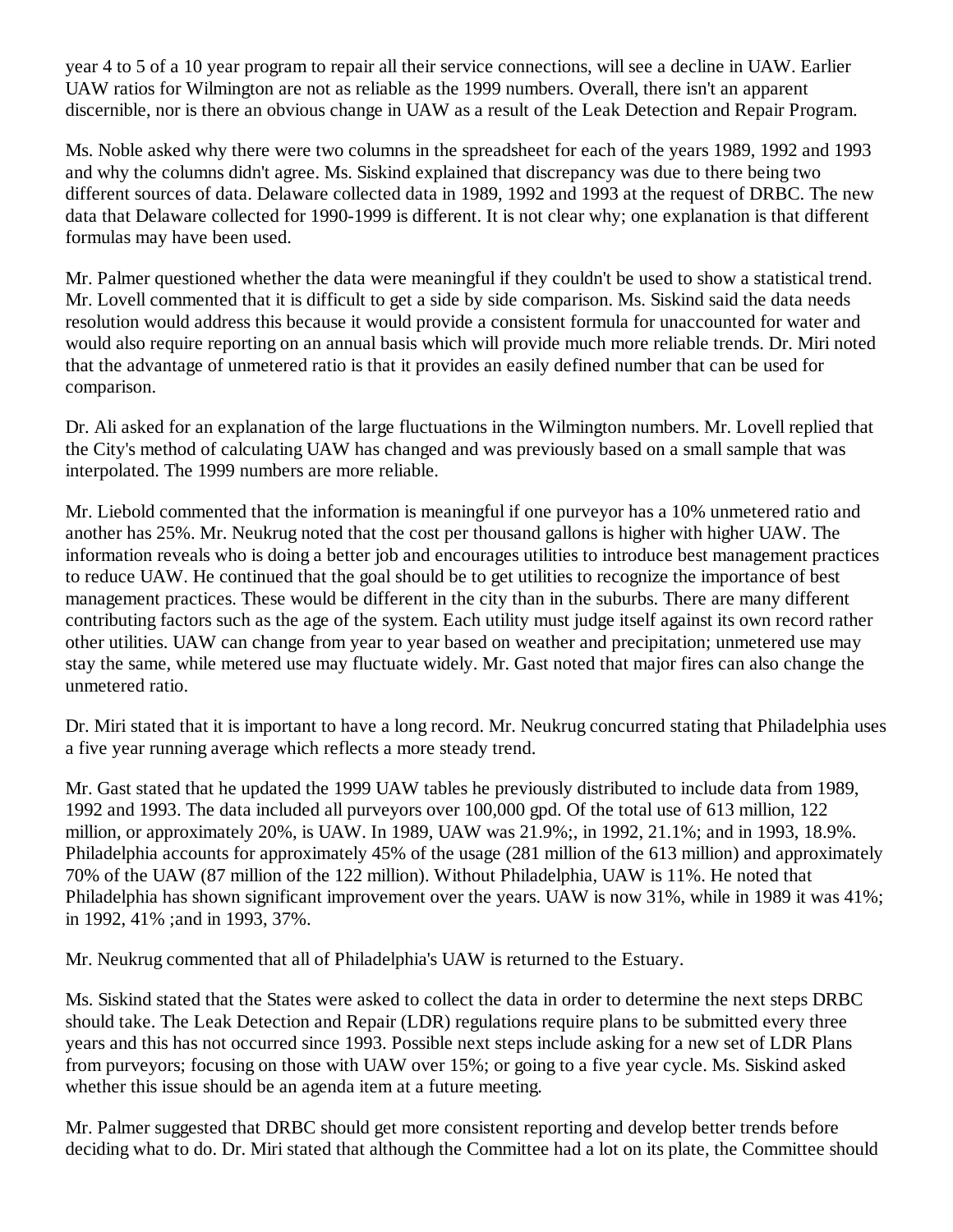year 4 to 5 of a 10 year program to repair all their service connections, will see a decline in UAW. Earlier UAW ratios for Wilmington are not as reliable as the 1999 numbers. Overall, there isn't an apparent discernible, nor is there an obvious change in UAW as a result of the Leak Detection and Repair Program.

Ms. Noble asked why there were two columns in the spreadsheet for each of the years 1989, 1992 and 1993 and why the columns didn't agree. Ms. Siskind explained that discrepancy was due to there being two different sources of data. Delaware collected data in 1989, 1992 and 1993 at the request of DRBC. The new data that Delaware collected for 1990-1999 is different. It is not clear why; one explanation is that different formulas may have been used.

Mr. Palmer questioned whether the data were meaningful if they couldn't be used to show a statistical trend. Mr. Lovell commented that it is difficult to get a side by side comparison. Ms. Siskind said the data needs resolution would address this because it would provide a consistent formula for unaccounted for water and would also require reporting on an annual basis which will provide much more reliable trends. Dr. Miri noted that the advantage of unmetered ratio is that it provides an easily defined number that can be used for comparison.

Dr. Ali asked for an explanation of the large fluctuations in the Wilmington numbers. Mr. Lovell replied that the City's method of calculating UAW has changed and was previously based on a small sample that was interpolated. The 1999 numbers are more reliable.

Mr. Liebold commented that the information is meaningful if one purveyor has a 10% unmetered ratio and another has 25%. Mr. Neukrug noted that the cost per thousand gallons is higher with higher UAW. The information reveals who is doing a better job and encourages utilities to introduce best management practices to reduce UAW. He continued that the goal should be to get utilities to recognize the importance of best management practices. These would be different in the city than in the suburbs. There are many different contributing factors such as the age of the system. Each utility must judge itself against its own record rather other utilities. UAW can change from year to year based on weather and precipitation; unmetered use may stay the same, while metered use may fluctuate widely. Mr. Gast noted that major fires can also change the unmetered ratio.

Dr. Miri stated that it is important to have a long record. Mr. Neukrug concurred stating that Philadelphia uses a five year running average which reflects a more steady trend.

Mr. Gast stated that he updated the 1999 UAW tables he previously distributed to include data from 1989, 1992 and 1993. The data included all purveyors over 100,000 gpd. Of the total use of 613 million, 122 million, or approximately 20%, is UAW. In 1989, UAW was 21.9%;, in 1992, 21.1%; and in 1993, 18.9%. Philadelphia accounts for approximately 45% of the usage (281 million of the 613 million) and approximately 70% of the UAW (87 million of the 122 million). Without Philadelphia, UAW is 11%. He noted that Philadelphia has shown significant improvement over the years. UAW is now 31%, while in 1989 it was 41%; in 1992, 41% ;and in 1993, 37%.

Mr. Neukrug commented that all of Philadelphia's UAW is returned to the Estuary.

Ms. Siskind stated that the States were asked to collect the data in order to determine the next steps DRBC should take. The Leak Detection and Repair (LDR) regulations require plans to be submitted every three years and this has not occurred since 1993. Possible next steps include asking for a new set of LDR Plans from purveyors; focusing on those with UAW over 15%; or going to a five year cycle. Ms. Siskind asked whether this issue should be an agenda item at a future meeting.

Mr. Palmer suggested that DRBC should get more consistent reporting and develop better trends before deciding what to do. Dr. Miri stated that although the Committee had a lot on its plate, the Committee should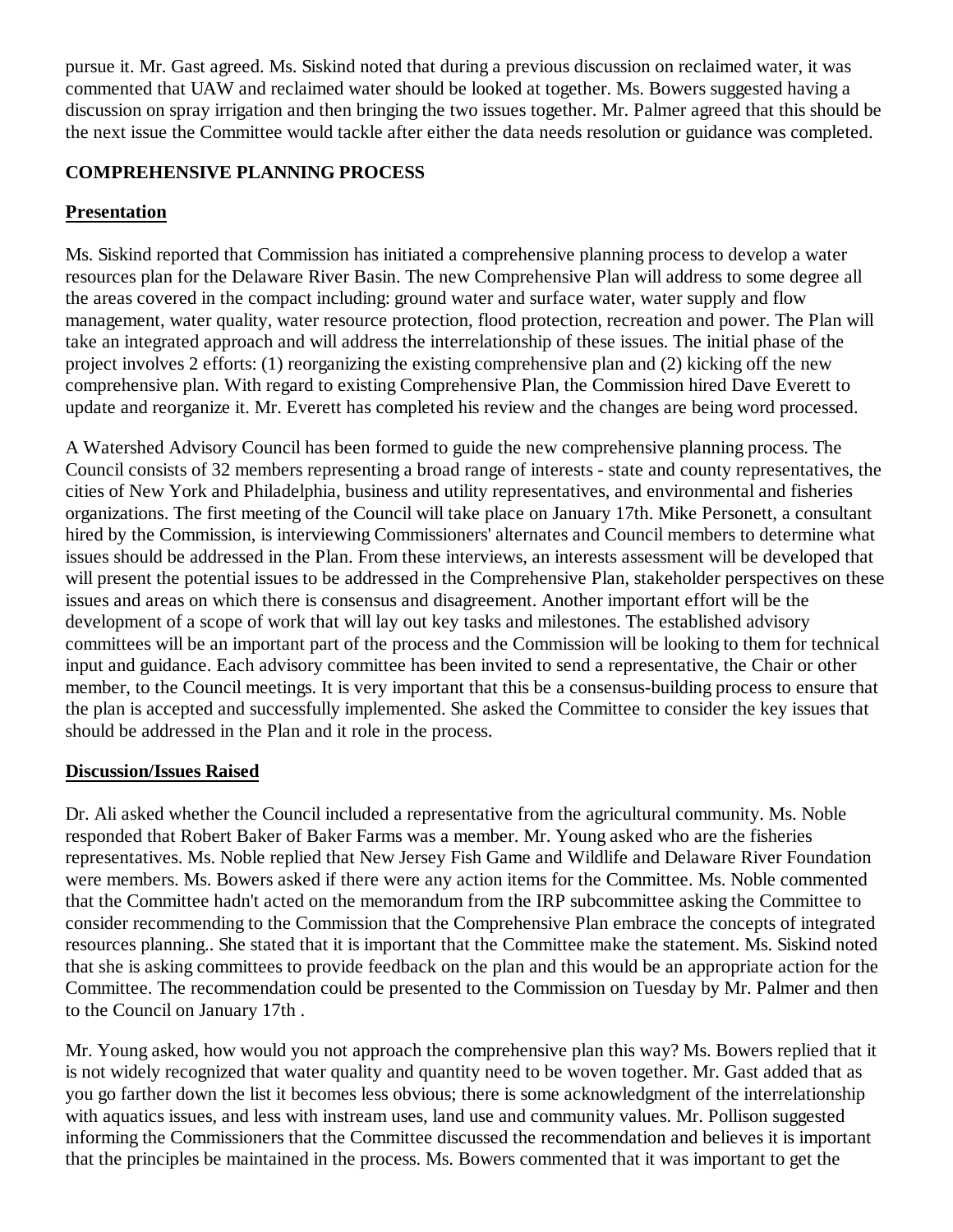pursue it. Mr. Gast agreed. Ms. Siskind noted that during a previous discussion on reclaimed water, it was commented that UAW and reclaimed water should be looked at together. Ms. Bowers suggested having a discussion on spray irrigation and then bringing the two issues together. Mr. Palmer agreed that this should be the next issue the Committee would tackle after either the data needs resolution or guidance was completed.

## COMPREHENSIVE PLANNING PROCESS

### Presentation

Ms. Siskind reported that Commission has initiated a comprehensive planning process to develop a water resources plan for the Delaware River Basin. The new Comprehensive Plan will address to some degree all the areas covered in the compact including: ground water and surface water, water supply and flow management, water quality, water resource protection, flood protection, recreation and power. The Plan will take an integrated approach and will address the interrelationship of these issues. The initial phase of the project involves 2 efforts: (1) reorganizing the existing comprehensive plan and (2) kicking off the new comprehensive plan. With regard to existing Comprehensive Plan, the Commission hired Dave Everett to update and reorganize it. Mr. Everett has completed his review and the changes are being word processed.

A Watershed Advisory Council has been formed to guide the new comprehensive planning process. The Council consists of 32 members representing a broad range of interests - state and county representatives, the cities of New York and Philadelphia, business and utility representatives, and environmental and fisheries organizations. The first meeting of the Council will take place on January 17th. Mike Personett, a consultant hired by the Commission, is interviewing Commissioners' alternates and Council members to determine what issues should be addressed in the Plan. From these interviews, an interests assessment will be developed that will present the potential issues to be addressed in the Comprehensive Plan, stakeholder perspectives on these issues and areas on which there is consensus and disagreement. Another important effort will be the development of a scope of work that will lay out key tasks and milestones. The established advisory committees will be an important part of the process and the Commission will be looking to them for technical input and guidance. Each advisory committee has been invited to send a representative, the Chair or other member, to the Council meetings. It is very important that this be a consensus-building process to ensure that the plan is accepted and successfully implemented. She asked the Committee to consider the key issues that should be addressed in the Plan and it role in the process.

### Discussion/Issues Raised

Dr. Ali asked whether the Council included a representative from the agricultural community. Ms. Noble responded that Robert Baker of Baker Farms was a member. Mr. Young asked who are the fisheries representatives. Ms. Noble replied that New Jersey Fish Game and Wildlife and Delaware River Foundation were members. Ms. Bowers asked if there were any action items for the Committee. Ms. Noble commented that the Committee hadn't acted on the memorandum from the IRP subcommittee asking the Committee to consider recommending to the Commission that the Comprehensive Plan embrace the concepts of integrated resources planning.. She stated that it is important that the Committee make the statement. Ms. Siskind noted that she is asking committees to provide feedback on the plan and this would be an appropriate action for the Committee. The recommendation could be presented to the Commission on Tuesday by Mr. Palmer and then to the Council on January 17th .

Mr. Young asked, how would you not approach the comprehensive plan this way? Ms. Bowers replied that it is not widely recognized that water quality and quantity need to be woven together. Mr. Gast added that as you go farther down the list it becomes less obvious; there is some acknowledgment of the interrelationship with aquatics issues, and less with instream uses, land use and community values. Mr. Pollison suggested informing the Commissioners that the Committee discussed the recommendation and believes it is important that the principles be maintained in the process. Ms. Bowers commented that it was important to get the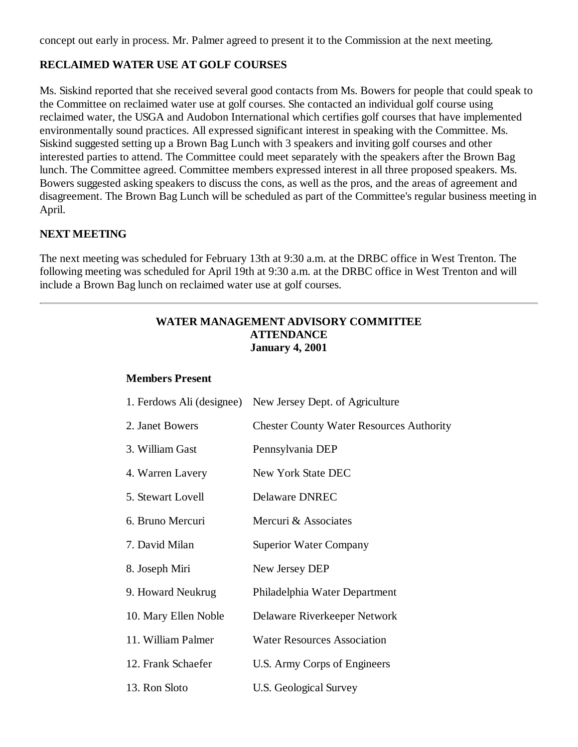concept out early in process. Mr. Palmer agreed to present it to the Commission at the next meeting.

## RECLAIMED WATER USE AT GOLF COURSES

Ms. Siskind reported that she received several good contacts from Ms. Bowers for people that could speak to the Committee on reclaimed water use at golf courses. She contacted an individual golf course using reclaimed water, the USGA and Audobon International which certifies golf courses that have implemented environmentally sound practices. All expressed significant interest in speaking with the Committee. Ms. Siskind suggested setting up a Brown Bag Lunch with 3 speakers and inviting golf courses and other interested parties to attend. The Committee could meet separately with the speakers after the Brown Bag lunch. The Committee agreed. Committee members expressed interest in all three proposed speakers. Ms. Bowers suggested asking speakers to discuss the cons, as well as the pros, and the areas of agreement and disagreement. The Brown Bag Lunch will be scheduled as part of the Committee's regular business meeting in April.

## NEXT MEETING

The next meeting was scheduled for February 13th at 9:30 a.m. at the DRBC office in West Trenton. The following meeting was scheduled for April 19th at 9:30 a.m. at the DRBC office in West Trenton and will include a Brown Bag lunch on reclaimed water use at golf courses.

---

## WATER MANAGEMENT ADVISORY COMMITTEE ATTENDANCE January 4, 2001

**Members Present**

| | |
|---|---|
| 1. Ferdows Ali (designee) | New Jersey Dept. of Agriculture |
| 2. Janet Bowers | Chester County Water Resources Authority |
| 3. William Gast | Pennsylvania DEP |
| 4. Warren Lavery | New York State DEC |
| 5. Stewart Lovell | Delaware DNREC |
| 6. Bruno Mercuri | Mercuri & Associates |
| 7. David Milan | Superior Water Company |
| 8. Joseph Miri | New Jersey DEP |
| 9. Howard Neukrug | Philadelphia Water Department |
| 10. Mary Ellen Noble | Delaware Riverkeeper Network |
| 11. William Palmer | Water Resources Association |
| 12. Frank Schaefer | U.S. Army Corps of Engineers |
| 13. Ron Sloto | U.S. Geological Survey |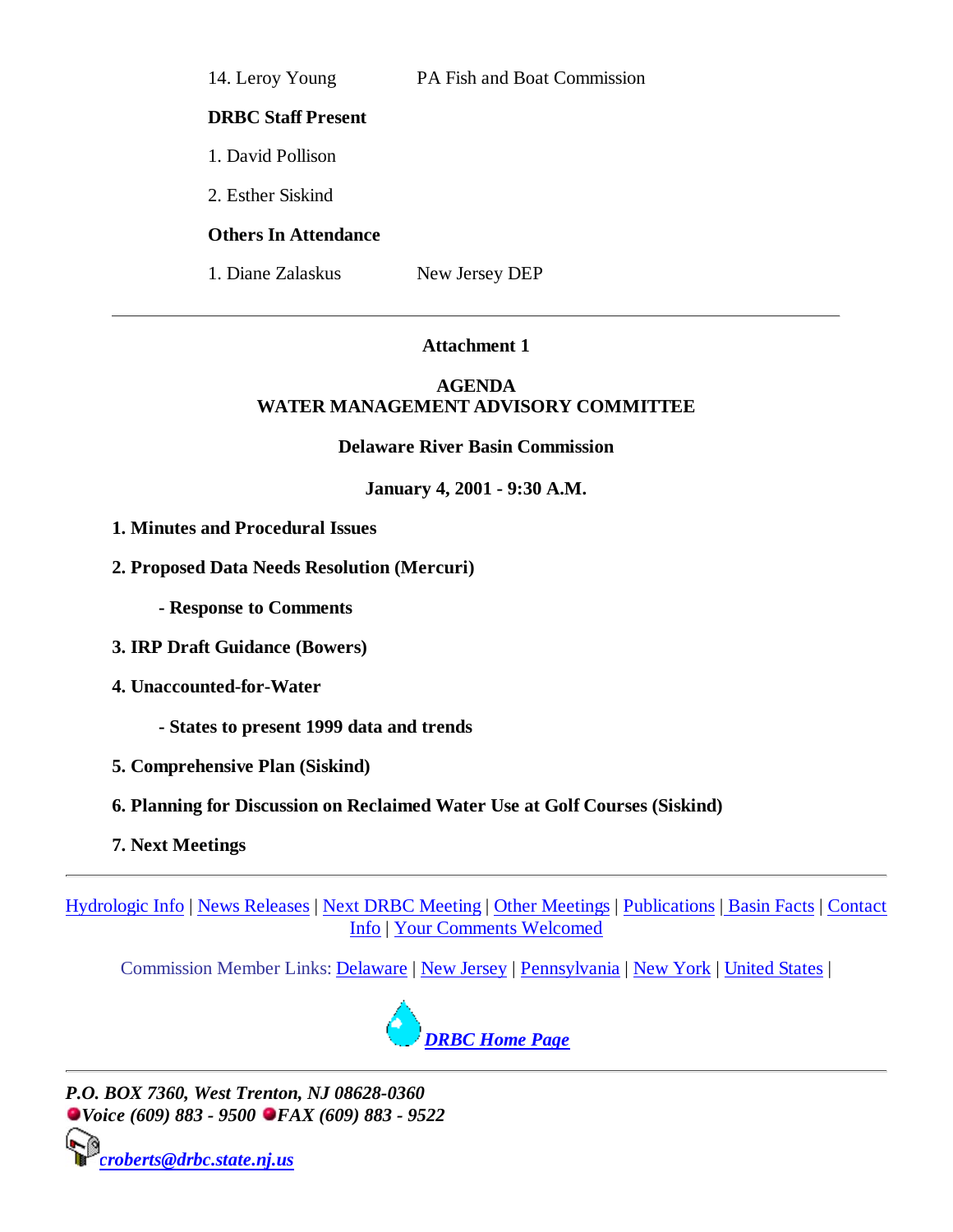| | |
|---|---|
| 14. Leroy Young | PA Fish and Boat Commission |

**DRBC Staff Present**

1. David Pollison
2. Esther Siskind

**Others In Attendance**

| | |
|---|---|
| 1. Diane Zalaskus | New Jersey DEP |

---

**Attachment 1**

**AGENDA**
**WATER MANAGEMENT ADVISORY COMMITTEE**

**Delaware River Basin Commission**

**January 4, 2001 - 9:30 A.M.**

**1. Minutes and Procedural Issues**

**2. Proposed Data Needs Resolution (Mercuri)**

- **Response to Comments**

**3. IRP Draft Guidance (Bowers)**

**4. Unaccounted-for-Water**

- **States to present 1999 data and trends**

**5. Comprehensive Plan (Siskind)**

**6. Planning for Discussion on Reclaimed Water Use at Golf Courses (Siskind)**

**7. Next Meetings**

---

Hydrologic Info | News Releases | Next DRBC Meeting | Other Meetings | Publications | Basin Facts | Contact Info | Your Comments Welcomed

Commission Member Links: Delaware | New Jersey | Pennsylvania | New York | United States |

***DRBC Home Page***

---

***P.O. BOX 7360, West Trenton, NJ 08628-0360***
***Voice (609) 883 - 9500 FAX (609) 883 - 9522***
***croberts@drbc.state.nj.us***